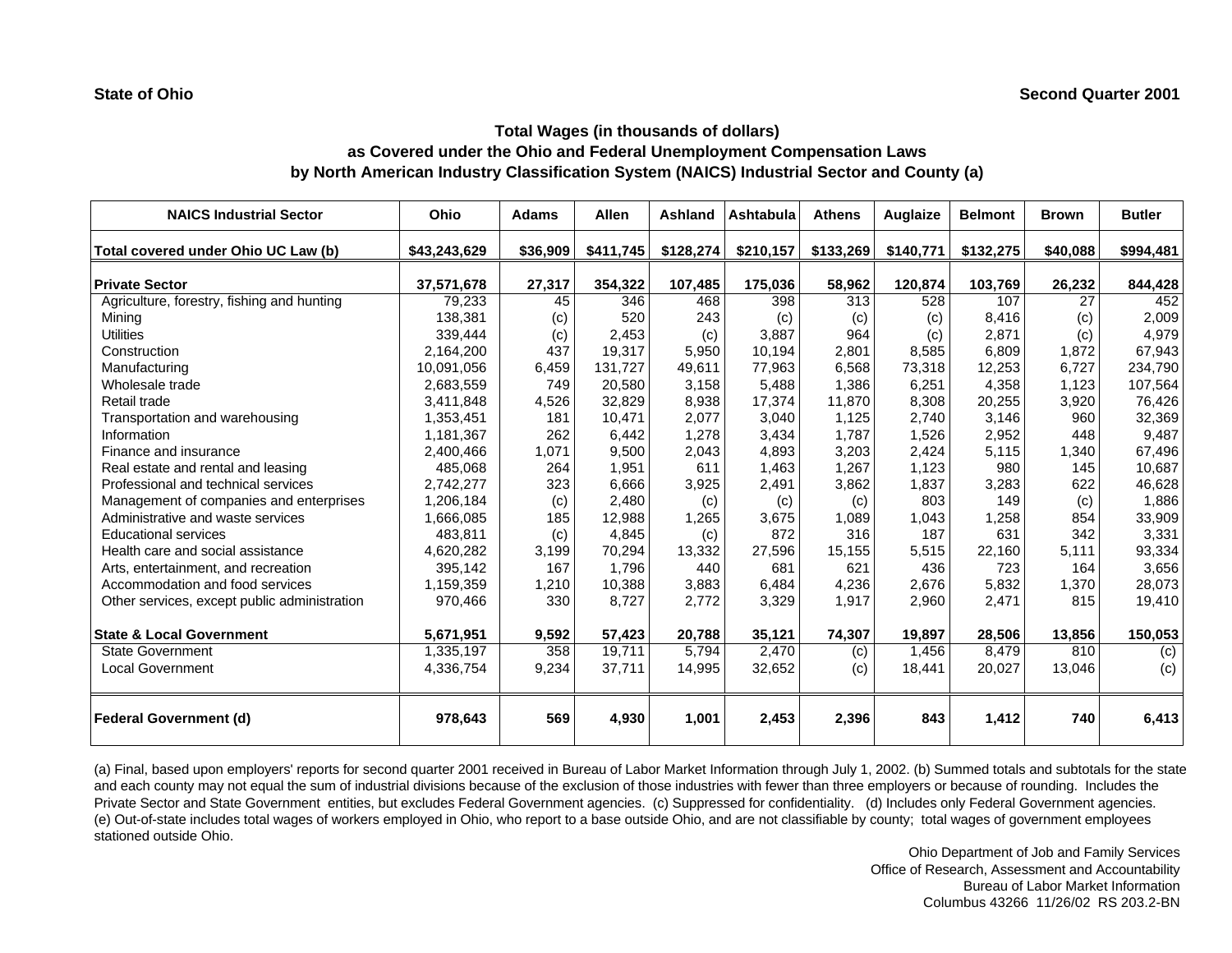State of Ohio

Second Quarter 2001

## Total Wages (in thousands of dollars)
## as Covered under the Ohio and Federal Unemployment Compensation Laws
## by North American Industry Classification System (NAICS) Industrial Sector and County (a)

| NAICS Industrial Sector | Ohio | Adams | Allen | Ashland | Ashtabula | Athens | Auglaize | Belmont | Brown | Butler |
|---|---|---|---|---|---|---|---|---|---|---|
| **Total covered under Ohio UC Law (b)** | **$43,243,629** | **$36,909** | **$411,745** | **$128,274** | **$210,157** | **$133,269** | **$140,771** | **$132,275** | **$40,088** | **$994,481** |
| **Private Sector** | **37,571,678** | **27,317** | **354,322** | **107,485** | **175,036** | **58,962** | **120,874** | **103,769** | **26,232** | **844,428** |
| Agriculture, forestry, fishing and hunting | 79,233 | 45 | 346 | 468 | 398 | 313 | 528 | 107 | 27 | 452 |
| Mining | 138,381 | (c) | 520 | 243 | (c) | (c) | (c) | 8,416 | (c) | 2,009 |
| Utilities | 339,444 | (c) | 2,453 | (c) | 3,887 | 964 | (c) | 2,871 | (c) | 4,979 |
| Construction | 2,164,200 | 437 | 19,317 | 5,950 | 10,194 | 2,801 | 8,585 | 6,809 | 1,872 | 67,943 |
| Manufacturing | 10,091,056 | 6,459 | 131,727 | 49,611 | 77,963 | 6,568 | 73,318 | 12,253 | 6,727 | 234,790 |
| Wholesale trade | 2,683,559 | 749 | 20,580 | 3,158 | 5,488 | 1,386 | 6,251 | 4,358 | 1,123 | 107,564 |
| Retail trade | 3,411,848 | 4,526 | 32,829 | 8,938 | 17,374 | 11,870 | 8,308 | 20,255 | 3,920 | 76,426 |
| Transportation and warehousing | 1,353,451 | 181 | 10,471 | 2,077 | 3,040 | 1,125 | 2,740 | 3,146 | 960 | 32,369 |
| Information | 1,181,367 | 262 | 6,442 | 1,278 | 3,434 | 1,787 | 1,526 | 2,952 | 448 | 9,487 |
| Finance and insurance | 2,400,466 | 1,071 | 9,500 | 2,043 | 4,893 | 3,203 | 2,424 | 5,115 | 1,340 | 67,496 |
| Real estate and rental and leasing | 485,068 | 264 | 1,951 | 611 | 1,463 | 1,267 | 1,123 | 980 | 145 | 10,687 |
| Professional and technical services | 2,742,277 | 323 | 6,666 | 3,925 | 2,491 | 3,862 | 1,837 | 3,283 | 622 | 46,628 |
| Management of companies and enterprises | 1,206,184 | (c) | 2,480 | (c) | (c) | (c) | 803 | 149 | (c) | 1,886 |
| Administrative and waste services | 1,666,085 | 185 | 12,988 | 1,265 | 3,675 | 1,089 | 1,043 | 1,258 | 854 | 33,909 |
| Educational services | 483,811 | (c) | 4,845 | (c) | 872 | 316 | 187 | 631 | 342 | 3,331 |
| Health care and social assistance | 4,620,282 | 3,199 | 70,294 | 13,332 | 27,596 | 15,155 | 5,515 | 22,160 | 5,111 | 93,334 |
| Arts, entertainment, and recreation | 395,142 | 167 | 1,796 | 440 | 681 | 621 | 436 | 723 | 164 | 3,656 |
| Accommodation and food services | 1,159,359 | 1,210 | 10,388 | 3,883 | 6,484 | 4,236 | 2,676 | 5,832 | 1,370 | 28,073 |
| Other services, except public administration | 970,466 | 330 | 8,727 | 2,772 | 3,329 | 1,917 | 2,960 | 2,471 | 815 | 19,410 |
| **State & Local Government** | **5,671,951** | **9,592** | **57,423** | **20,788** | **35,121** | **74,307** | **19,897** | **28,506** | **13,856** | **150,053** |
| State Government | 1,335,197 | 358 | 19,711 | 5,794 | 2,470 | (c) | 1,456 | 8,479 | 810 | (c) |
| Local Government | 4,336,754 | 9,234 | 37,711 | 14,995 | 32,652 | (c) | 18,441 | 20,027 | 13,046 | (c) |
| **Federal Government (d)** | **978,643** | **569** | **4,930** | **1,001** | **2,453** | **2,396** | **843** | **1,412** | **740** | **6,413** |

(a) Final, based upon employers' reports for second quarter 2001 received in Bureau of Labor Market Information through July 1, 2002. (b) Summed totals and subtotals for the state and each county may not equal the sum of industrial divisions because of the exclusion of those industries with fewer than three employers or because of rounding. Includes the Private Sector and State Government entities, but excludes Federal Government agencies. (c) Suppressed for confidentiality. (d) Includes only Federal Government agencies. (e) Out-of-state includes total wages of workers employed in Ohio, who report to a base outside Ohio, and are not classifiable by county; total wages of government employees stationed outside Ohio.

Ohio Department of Job and Family Services
Office of Research, Assessment and Accountability
Bureau of Labor Market Information
Columbus 43266 11/26/02 RS 203.2-BN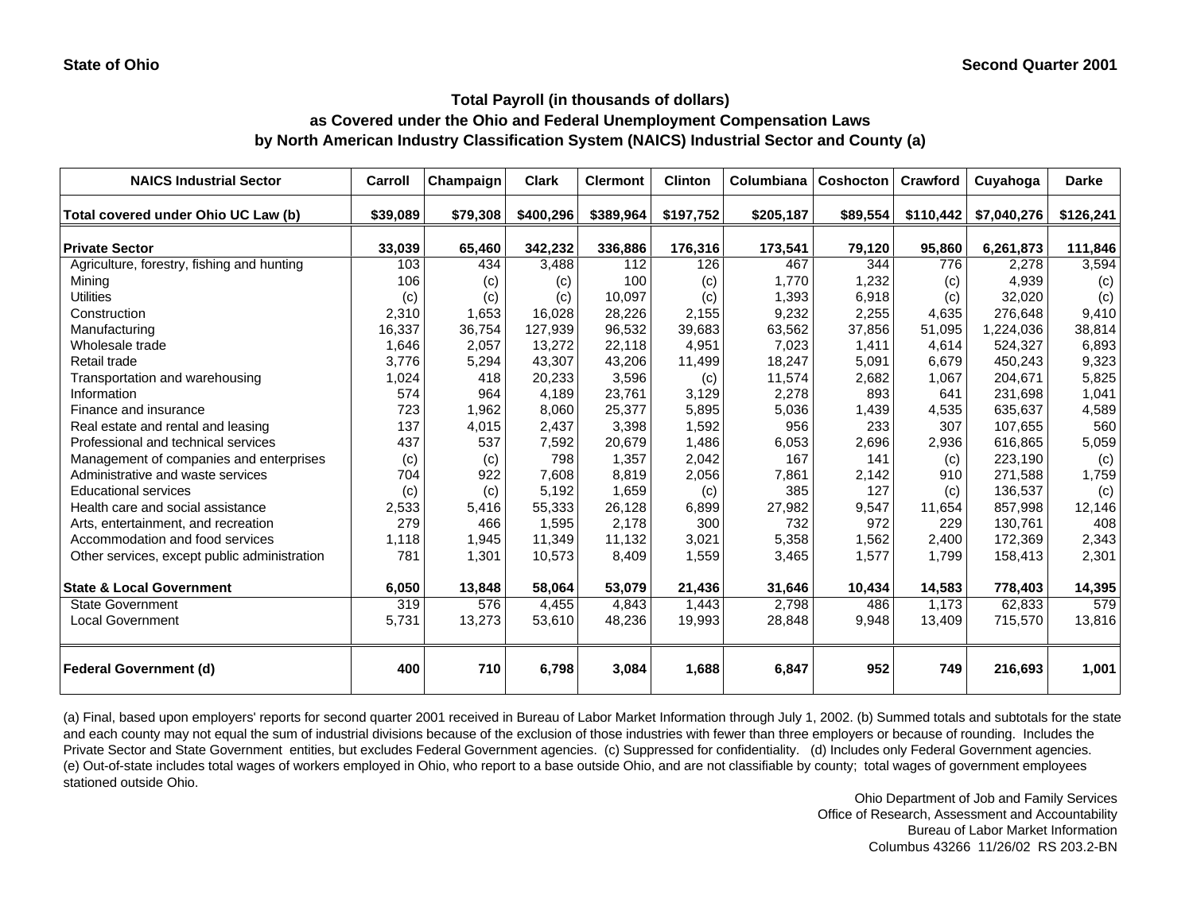State of Ohio

Second Quarter 2001

# Total Payroll (in thousands of dollars) as Covered under the Ohio and Federal Unemployment Compensation Laws by North American Industry Classification System (NAICS) Industrial Sector and County (a)

| NAICS Industrial Sector | Carroll | Champaign | Clark | Clermont | Clinton | Columbiana | Coshocton | Crawford | Cuyahoga | Darke |
|---|---|---|---|---|---|---|---|---|---|---|
| **Total covered under Ohio UC Law (b)** | **$39,089** | **$79,308** | **$400,296** | **$389,964** | **$197,752** | **$205,187** | **$89,554** | **$110,442** | **$7,040,276** | **$126,241** |
| **Private Sector** | **33,039** | **65,460** | **342,232** | **336,886** | **176,316** | **173,541** | **79,120** | **95,860** | **6,261,873** | **111,846** |
| Agriculture, forestry, fishing and hunting | 103 | 434 | 3,488 | 112 | 126 | 467 | 344 | 776 | 2,278 | 3,594 |
| Mining | 106 | (c) | (c) | 100 | (c) | 1,770 | 1,232 | (c) | 4,939 | (c) |
| Utilities | (c) | (c) | (c) | 10,097 | (c) | 1,393 | 6,918 | (c) | 32,020 | (c) |
| Construction | 2,310 | 1,653 | 16,028 | 28,226 | 2,155 | 9,232 | 2,255 | 4,635 | 276,648 | 9,410 |
| Manufacturing | 16,337 | 36,754 | 127,939 | 96,532 | 39,683 | 63,562 | 37,856 | 51,095 | 1,224,036 | 38,814 |
| Wholesale trade | 1,646 | 2,057 | 13,272 | 22,118 | 4,951 | 7,023 | 1,411 | 4,614 | 524,327 | 6,893 |
| Retail trade | 3,776 | 5,294 | 43,307 | 43,206 | 11,499 | 18,247 | 5,091 | 6,679 | 450,243 | 9,323 |
| Transportation and warehousing | 1,024 | 418 | 20,233 | 3,596 | (c) | 11,574 | 2,682 | 1,067 | 204,671 | 5,825 |
| Information | 574 | 964 | 4,189 | 23,761 | 3,129 | 2,278 | 893 | 641 | 231,698 | 1,041 |
| Finance and insurance | 723 | 1,962 | 8,060 | 25,377 | 5,895 | 5,036 | 1,439 | 4,535 | 635,637 | 4,589 |
| Real estate and rental and leasing | 137 | 4,015 | 2,437 | 3,398 | 1,592 | 956 | 233 | 307 | 107,655 | 560 |
| Professional and technical services | 437 | 537 | 7,592 | 20,679 | 1,486 | 6,053 | 2,696 | 2,936 | 616,865 | 5,059 |
| Management of companies and enterprises | (c) | (c) | 798 | 1,357 | 2,042 | 167 | 141 | (c) | 223,190 | (c) |
| Administrative and waste services | 704 | 922 | 7,608 | 8,819 | 2,056 | 7,861 | 2,142 | 910 | 271,588 | 1,759 |
| Educational services | (c) | (c) | 5,192 | 1,659 | (c) | 385 | 127 | (c) | 136,537 | (c) |
| Health care and social assistance | 2,533 | 5,416 | 55,333 | 26,128 | 6,899 | 27,982 | 9,547 | 11,654 | 857,998 | 12,146 |
| Arts, entertainment, and recreation | 279 | 466 | 1,595 | 2,178 | 300 | 732 | 972 | 229 | 130,761 | 408 |
| Accommodation and food services | 1,118 | 1,945 | 11,349 | 11,132 | 3,021 | 5,358 | 1,562 | 2,400 | 172,369 | 2,343 |
| Other services, except public administration | 781 | 1,301 | 10,573 | 8,409 | 1,559 | 3,465 | 1,577 | 1,799 | 158,413 | 2,301 |
| **State & Local Government** | **6,050** | **13,848** | **58,064** | **53,079** | **21,436** | **31,646** | **10,434** | **14,583** | **778,403** | **14,395** |
| State Government | 319 | 576 | 4,455 | 4,843 | 1,443 | 2,798 | 486 | 1,173 | 62,833 | 579 |
| Local Government | 5,731 | 13,273 | 53,610 | 48,236 | 19,993 | 28,848 | 9,948 | 13,409 | 715,570 | 13,816 |
| **Federal Government (d)** | **400** | **710** | **6,798** | **3,084** | **1,688** | **6,847** | **952** | **749** | **216,693** | **1,001** |

(a) Final, based upon employers' reports for second quarter 2001 received in Bureau of Labor Market Information through July 1, 2002. (b) Summed totals and subtotals for the state and each county may not equal the sum of industrial divisions because of the exclusion of those industries with fewer than three employers or because of rounding. Includes the Private Sector and State Government entities, but excludes Federal Government agencies. (c) Suppressed for confidentiality. (d) Includes only Federal Government agencies. (e) Out-of-state includes total wages of workers employed in Ohio, who report to a base outside Ohio, and are not classifiable by county; total wages of government employees stationed outside Ohio.

Ohio Department of Job and Family Services
Office of Research, Assessment and Accountability
Bureau of Labor Market Information
Columbus 43266 11/26/02 RS 203.2-BN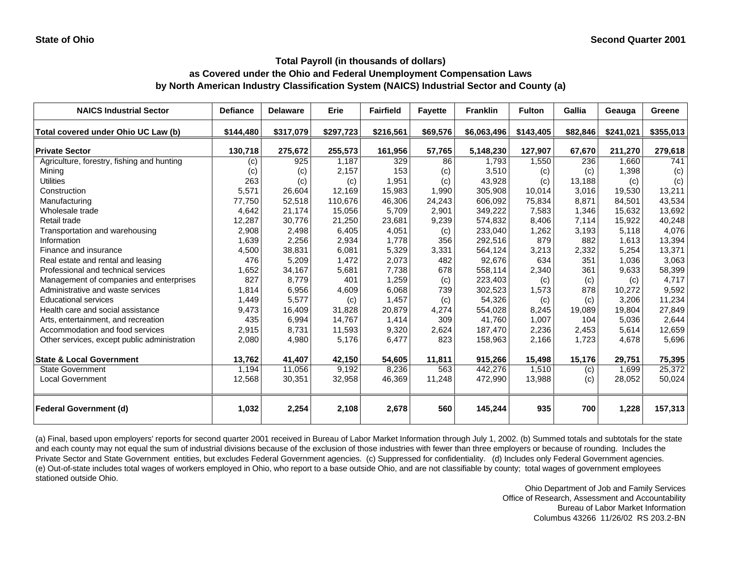State of Ohio

Second Quarter 2001

# Total Payroll (in thousands of dollars)
## as Covered under the Ohio and Federal Unemployment Compensation Laws
## by North American Industry Classification System (NAICS) Industrial Sector and County (a)

| NAICS Industrial Sector | Defiance | Delaware | Erie | Fairfield | Fayette | Franklin | Fulton | Gallia | Geauga | Greene |
|---|---|---|---|---|---|---|---|---|---|---|
| **Total covered under Ohio UC Law (b)** | **$144,480** | **$317,079** | **$297,723** | **$216,561** | **$69,576** | **$6,063,496** | **$143,405** | **$82,846** | **$241,021** | **$355,013** |
| **Private Sector** | **130,718** | **275,672** | **255,573** | **161,956** | **57,765** | **5,148,230** | **127,907** | **67,670** | **211,270** | **279,618** |
| Agriculture, forestry, fishing and hunting | (c) | 925 | 1,187 | 329 | 86 | 1,793 | 1,550 | 236 | 1,660 | 741 |
| Mining | (c) | (c) | 2,157 | 153 | (c) | 3,510 | (c) | (c) | 1,398 | (c) |
| Utilities | 263 | (c) | (c) | 1,951 | (c) | 43,928 | (c) | 13,188 | (c) | (c) |
| Construction | 5,571 | 26,604 | 12,169 | 15,983 | 1,990 | 305,908 | 10,014 | 3,016 | 19,530 | 13,211 |
| Manufacturing | 77,750 | 52,518 | 110,676 | 46,306 | 24,243 | 606,092 | 75,834 | 8,871 | 84,501 | 43,534 |
| Wholesale trade | 4,642 | 21,174 | 15,056 | 5,709 | 2,901 | 349,222 | 7,583 | 1,346 | 15,632 | 13,692 |
| Retail trade | 12,287 | 30,776 | 21,250 | 23,681 | 9,239 | 574,832 | 8,406 | 7,114 | 15,922 | 40,248 |
| Transportation and warehousing | 2,908 | 2,498 | 6,405 | 4,051 | (c) | 233,040 | 1,262 | 3,193 | 5,118 | 4,076 |
| Information | 1,639 | 2,256 | 2,934 | 1,778 | 356 | 292,516 | 879 | 882 | 1,613 | 13,394 |
| Finance and insurance | 4,500 | 38,831 | 6,081 | 5,329 | 3,331 | 564,124 | 3,213 | 2,332 | 5,254 | 13,371 |
| Real estate and rental and leasing | 476 | 5,209 | 1,472 | 2,073 | 482 | 92,676 | 634 | 351 | 1,036 | 3,063 |
| Professional and technical services | 1,652 | 34,167 | 5,681 | 7,738 | 678 | 558,114 | 2,340 | 361 | 9,633 | 58,399 |
| Management of companies and enterprises | 827 | 8,779 | 401 | 1,259 | (c) | 223,403 | (c) | (c) | (c) | 4,717 |
| Administrative and waste services | 1,814 | 6,956 | 4,609 | 6,068 | 739 | 302,523 | 1,573 | 878 | 10,272 | 9,592 |
| Educational services | 1,449 | 5,577 | (c) | 1,457 | (c) | 54,326 | (c) | (c) | 3,206 | 11,234 |
| Health care and social assistance | 9,473 | 16,409 | 31,828 | 20,879 | 4,274 | 554,028 | 8,245 | 19,089 | 19,804 | 27,849 |
| Arts, entertainment, and recreation | 435 | 6,994 | 14,767 | 1,414 | 309 | 41,760 | 1,007 | 104 | 5,036 | 2,644 |
| Accommodation and food services | 2,915 | 8,731 | 11,593 | 9,320 | 2,624 | 187,470 | 2,236 | 2,453 | 5,614 | 12,659 |
| Other services, except public administration | 2,080 | 4,980 | 5,176 | 6,477 | 823 | 158,963 | 2,166 | 1,723 | 4,678 | 5,696 |
| **State & Local Government** | **13,762** | **41,407** | **42,150** | **54,605** | **11,811** | **915,266** | **15,498** | **15,176** | **29,751** | **75,395** |
| State Government | 1,194 | 11,056 | 9,192 | 8,236 | 563 | 442,276 | 1,510 | (c) | 1,699 | 25,372 |
| Local Government | 12,568 | 30,351 | 32,958 | 46,369 | 11,248 | 472,990 | 13,988 | (c) | 28,052 | 50,024 |
| **Federal Government (d)** | **1,032** | **2,254** | **2,108** | **2,678** | **560** | **145,244** | **935** | **700** | **1,228** | **157,313** |

(a) Final, based upon employers' reports for second quarter 2001 received in Bureau of Labor Market Information through July 1, 2002. (b) Summed totals and subtotals for the state and each county may not equal the sum of industrial divisions because of the exclusion of those industries with fewer than three employers or because of rounding. Includes the Private Sector and State Government entities, but excludes Federal Government agencies. (c) Suppressed for confidentiality. (d) Includes only Federal Government agencies. (e) Out-of-state includes total wages of workers employed in Ohio, who report to a base outside Ohio, and are not classifiable by county; total wages of government employees stationed outside Ohio.

Ohio Department of Job and Family Services
Office of Research, Assessment and Accountability
Bureau of Labor Market Information
Columbus 43266 11/26/02 RS 203.2-BN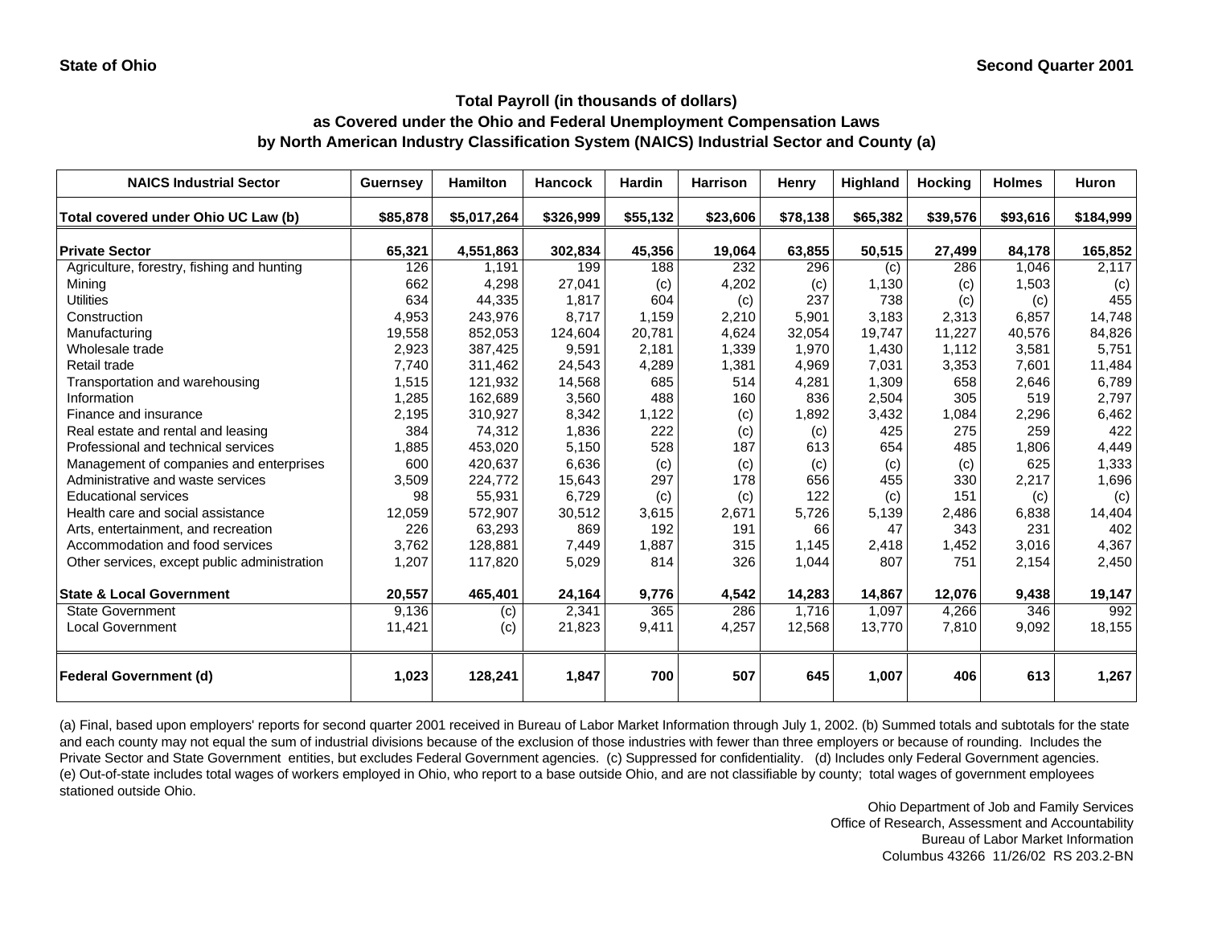State of Ohio

Second Quarter 2001

## Total Payroll (in thousands of dollars) as Covered under the Ohio and Federal Unemployment Compensation Laws by North American Industry Classification System (NAICS) Industrial Sector and County (a)

| NAICS Industrial Sector | Guernsey | Hamilton | Hancock | Hardin | Harrison | Henry | Highland | Hocking | Holmes | Huron |
|---|---|---|---|---|---|---|---|---|---|---|
| **Total covered under Ohio UC Law (b)** | **$85,878** | **$5,017,264** | **$326,999** | **$55,132** | **$23,606** | **$78,138** | **$65,382** | **$39,576** | **$93,616** | **$184,999** |
| **Private Sector** | **65,321** | **4,551,863** | **302,834** | **45,356** | **19,064** | **63,855** | **50,515** | **27,499** | **84,178** | **165,852** |
| Agriculture, forestry, fishing and hunting | 126 | 1,191 | 199 | 188 | 232 | 296 | (c) | 286 | 1,046 | 2,117 |
| Mining | 662 | 4,298 | 27,041 | (c) | 4,202 | (c) | 1,130 | (c) | 1,503 | (c) |
| Utilities | 634 | 44,335 | 1,817 | 604 | (c) | 237 | 738 | (c) | (c) | 455 |
| Construction | 4,953 | 243,976 | 8,717 | 1,159 | 2,210 | 5,901 | 3,183 | 2,313 | 6,857 | 14,748 |
| Manufacturing | 19,558 | 852,053 | 124,604 | 20,781 | 4,624 | 32,054 | 19,747 | 11,227 | 40,576 | 84,826 |
| Wholesale trade | 2,923 | 387,425 | 9,591 | 2,181 | 1,339 | 1,970 | 1,430 | 1,112 | 3,581 | 5,751 |
| Retail trade | 7,740 | 311,462 | 24,543 | 4,289 | 1,381 | 4,969 | 7,031 | 3,353 | 7,601 | 11,484 |
| Transportation and warehousing | 1,515 | 121,932 | 14,568 | 685 | 514 | 4,281 | 1,309 | 658 | 2,646 | 6,789 |
| Information | 1,285 | 162,689 | 3,560 | 488 | 160 | 836 | 2,504 | 305 | 519 | 2,797 |
| Finance and insurance | 2,195 | 310,927 | 8,342 | 1,122 | (c) | 1,892 | 3,432 | 1,084 | 2,296 | 6,462 |
| Real estate and rental and leasing | 384 | 74,312 | 1,836 | 222 | (c) | (c) | 425 | 275 | 259 | 422 |
| Professional and technical services | 1,885 | 453,020 | 5,150 | 528 | 187 | 613 | 654 | 485 | 1,806 | 4,449 |
| Management of companies and enterprises | 600 | 420,637 | 6,636 | (c) | (c) | (c) | (c) | (c) | 625 | 1,333 |
| Administrative and waste services | 3,509 | 224,772 | 15,643 | 297 | 178 | 656 | 455 | 330 | 2,217 | 1,696 |
| Educational services | 98 | 55,931 | 6,729 | (c) | (c) | 122 | (c) | 151 | (c) | (c) |
| Health care and social assistance | 12,059 | 572,907 | 30,512 | 3,615 | 2,671 | 5,726 | 5,139 | 2,486 | 6,838 | 14,404 |
| Arts, entertainment, and recreation | 226 | 63,293 | 869 | 192 | 191 | 66 | 47 | 343 | 231 | 402 |
| Accommodation and food services | 3,762 | 128,881 | 7,449 | 1,887 | 315 | 1,145 | 2,418 | 1,452 | 3,016 | 4,367 |
| Other services, except public administration | 1,207 | 117,820 | 5,029 | 814 | 326 | 1,044 | 807 | 751 | 2,154 | 2,450 |
| **State & Local Government** | **20,557** | **465,401** | **24,164** | **9,776** | **4,542** | **14,283** | **14,867** | **12,076** | **9,438** | **19,147** |
| State Government | 9,136 | (c) | 2,341 | 365 | 286 | 1,716 | 1,097 | 4,266 | 346 | 992 |
| Local Government | 11,421 | (c) | 21,823 | 9,411 | 4,257 | 12,568 | 13,770 | 7,810 | 9,092 | 18,155 |
| **Federal Government (d)** | **1,023** | **128,241** | **1,847** | **700** | **507** | **645** | **1,007** | **406** | **613** | **1,267** |

(a) Final, based upon employers' reports for second quarter 2001 received in Bureau of Labor Market Information through July 1, 2002. (b) Summed totals and subtotals for the state and each county may not equal the sum of industrial divisions because of the exclusion of those industries with fewer than three employers or because of rounding. Includes the Private Sector and State Government entities, but excludes Federal Government agencies. (c) Suppressed for confidentiality. (d) Includes only Federal Government agencies. (e) Out-of-state includes total wages of workers employed in Ohio, who report to a base outside Ohio, and are not classifiable by county; total wages of government employees stationed outside Ohio.

Ohio Department of Job and Family Services
Office of Research, Assessment and Accountability
Bureau of Labor Market Information
Columbus 43266 11/26/02 RS 203.2-BN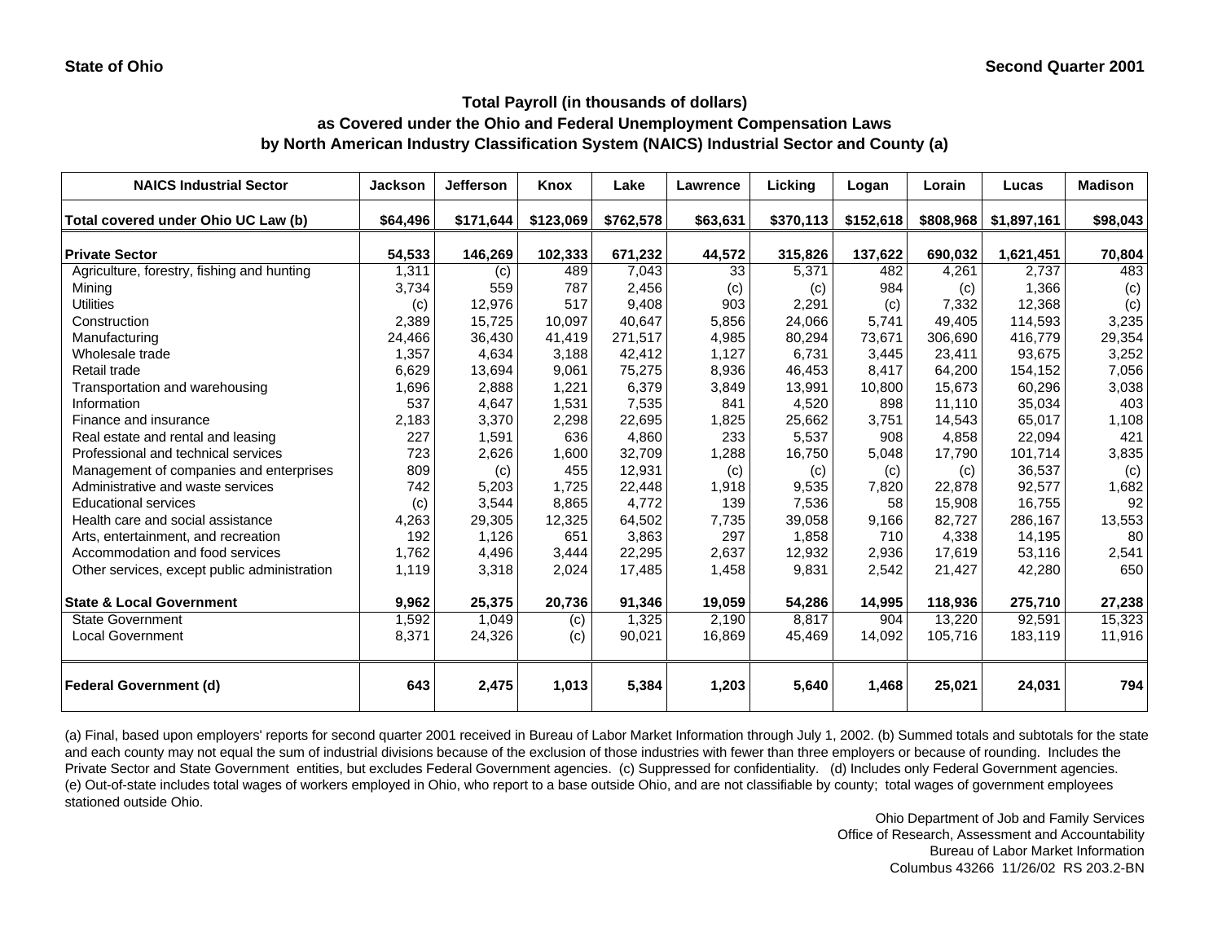State of Ohio | Second Quarter 2001

## Total Payroll (in thousands of dollars) as Covered under the Ohio and Federal Unemployment Compensation Laws by North American Industry Classification System (NAICS) Industrial Sector and County (a)

| NAICS Industrial Sector | Jackson | Jefferson | Knox | Lake | Lawrence | Licking | Logan | Lorain | Lucas | Madison |
|---|---|---|---|---|---|---|---|---|---|---|
| **Total covered under Ohio UC Law (b)** | **$64,496** | **$171,644** | **$123,069** | **$762,578** | **$63,631** | **$370,113** | **$152,618** | **$808,968** | **$1,897,161** | **$98,043** |
| **Private Sector** | **54,533** | **146,269** | **102,333** | **671,232** | **44,572** | **315,826** | **137,622** | **690,032** | **1,621,451** | **70,804** |
| Agriculture, forestry, fishing and hunting | 1,311 | (c) | 489 | 7,043 | 33 | 5,371 | 482 | 4,261 | 2,737 | 483 |
| Mining | 3,734 | 559 | 787 | 2,456 | (c) | (c) | 984 | (c) | 1,366 | (c) |
| Utilities | (c) | 12,976 | 517 | 9,408 | 903 | 2,291 | (c) | 7,332 | 12,368 | (c) |
| Construction | 2,389 | 15,725 | 10,097 | 40,647 | 5,856 | 24,066 | 5,741 | 49,405 | 114,593 | 3,235 |
| Manufacturing | 24,466 | 36,430 | 41,419 | 271,517 | 4,985 | 80,294 | 73,671 | 306,690 | 416,779 | 29,354 |
| Wholesale trade | 1,357 | 4,634 | 3,188 | 42,412 | 1,127 | 6,731 | 3,445 | 23,411 | 93,675 | 3,252 |
| Retail trade | 6,629 | 13,694 | 9,061 | 75,275 | 8,936 | 46,453 | 8,417 | 64,200 | 154,152 | 7,056 |
| Transportation and warehousing | 1,696 | 2,888 | 1,221 | 6,379 | 3,849 | 13,991 | 10,800 | 15,673 | 60,296 | 3,038 |
| Information | 537 | 4,647 | 1,531 | 7,535 | 841 | 4,520 | 898 | 11,110 | 35,034 | 403 |
| Finance and insurance | 2,183 | 3,370 | 2,298 | 22,695 | 1,825 | 25,662 | 3,751 | 14,543 | 65,017 | 1,108 |
| Real estate and rental and leasing | 227 | 1,591 | 636 | 4,860 | 233 | 5,537 | 908 | 4,858 | 22,094 | 421 |
| Professional and technical services | 723 | 2,626 | 1,600 | 32,709 | 1,288 | 16,750 | 5,048 | 17,790 | 101,714 | 3,835 |
| Management of companies and enterprises | 809 | (c) | 455 | 12,931 | (c) | (c) | (c) | (c) | 36,537 | (c) |
| Administrative and waste services | 742 | 5,203 | 1,725 | 22,448 | 1,918 | 9,535 | 7,820 | 22,878 | 92,577 | 1,682 |
| Educational services | (c) | 3,544 | 8,865 | 4,772 | 139 | 7,536 | 58 | 15,908 | 16,755 | 92 |
| Health care and social assistance | 4,263 | 29,305 | 12,325 | 64,502 | 7,735 | 39,058 | 9,166 | 82,727 | 286,167 | 13,553 |
| Arts, entertainment, and recreation | 192 | 1,126 | 651 | 3,863 | 297 | 1,858 | 710 | 4,338 | 14,195 | 80 |
| Accommodation and food services | 1,762 | 4,496 | 3,444 | 22,295 | 2,637 | 12,932 | 2,936 | 17,619 | 53,116 | 2,541 |
| Other services, except public administration | 1,119 | 3,318 | 2,024 | 17,485 | 1,458 | 9,831 | 2,542 | 21,427 | 42,280 | 650 |
| **State & Local Government** | **9,962** | **25,375** | **20,736** | **91,346** | **19,059** | **54,286** | **14,995** | **118,936** | **275,710** | **27,238** |
| State Government | 1,592 | 1,049 | (c) | 1,325 | 2,190 | 8,817 | 904 | 13,220 | 92,591 | 15,323 |
| Local Government | 8,371 | 24,326 | (c) | 90,021 | 16,869 | 45,469 | 14,092 | 105,716 | 183,119 | 11,916 |
| **Federal Government (d)** | **643** | **2,475** | **1,013** | **5,384** | **1,203** | **5,640** | **1,468** | **25,021** | **24,031** | **794** |

(a) Final, based upon employers' reports for second quarter 2001 received in Bureau of Labor Market Information through July 1, 2002. (b) Summed totals and subtotals for the state and each county may not equal the sum of industrial divisions because of the exclusion of those industries with fewer than three employers or because of rounding. Includes the Private Sector and State Government entities, but excludes Federal Government agencies. (c) Suppressed for confidentiality. (d) Includes only Federal Government agencies. (e) Out-of-state includes total wages of workers employed in Ohio, who report to a base outside Ohio, and are not classifiable by county; total wages of government employees stationed outside Ohio.

Ohio Department of Job and Family Services
Office of Research, Assessment and Accountability
Bureau of Labor Market Information
Columbus 43266 11/26/02 RS 203.2-BN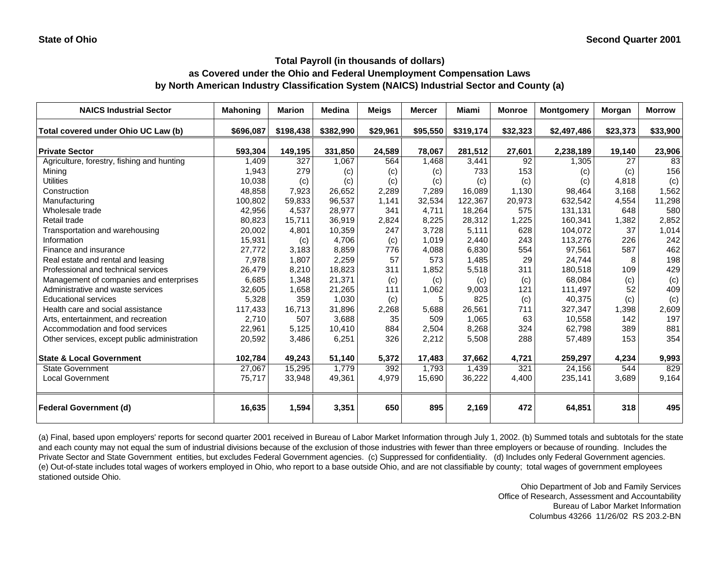State of Ohio | Second Quarter 2001

## Total Payroll (in thousands of dollars) as Covered under the Ohio and Federal Unemployment Compensation Laws by North American Industry Classification System (NAICS) Industrial Sector and County (a)

| NAICS Industrial Sector | Mahoning | Marion | Medina | Meigs | Mercer | Miami | Monroe | Montgomery | Morgan | Morrow |
|---|---|---|---|---|---|---|---|---|---|---|
| **Total covered under Ohio UC Law (b)** | **$696,087** | **$198,438** | **$382,990** | **$29,961** | **$95,550** | **$319,174** | **$32,323** | **$2,497,486** | **$23,373** | **$33,900** |
| **Private Sector** | **593,304** | **149,195** | **331,850** | **24,589** | **78,067** | **281,512** | **27,601** | **2,238,189** | **19,140** | **23,906** |
| Agriculture, forestry, fishing and hunting | 1,409 | 327 | 1,067 | 564 | 1,468 | 3,441 | 92 | 1,305 | 27 | 83 |
| Mining | 1,943 | 279 | (c) | (c) | (c) | 733 | 153 | (c) | (c) | 156 |
| Utilities | 10,038 | (c) | (c) | (c) | (c) | (c) | (c) | (c) | 4,818 | (c) |
| Construction | 48,858 | 7,923 | 26,652 | 2,289 | 7,289 | 16,089 | 1,130 | 98,464 | 3,168 | 1,562 |
| Manufacturing | 100,802 | 59,833 | 96,537 | 1,141 | 32,534 | 122,367 | 20,973 | 632,542 | 4,554 | 11,298 |
| Wholesale trade | 42,956 | 4,537 | 28,977 | 341 | 4,711 | 18,264 | 575 | 131,131 | 648 | 580 |
| Retail trade | 80,823 | 15,711 | 36,919 | 2,824 | 8,225 | 28,312 | 1,225 | 160,341 | 1,382 | 2,852 |
| Transportation and warehousing | 20,002 | 4,801 | 10,359 | 247 | 3,728 | 5,111 | 628 | 104,072 | 37 | 1,014 |
| Information | 15,931 | (c) | 4,706 | (c) | 1,019 | 2,440 | 243 | 113,276 | 226 | 242 |
| Finance and insurance | 27,772 | 3,183 | 8,859 | 776 | 4,088 | 6,830 | 554 | 97,561 | 587 | 462 |
| Real estate and rental and leasing | 7,978 | 1,807 | 2,259 | 57 | 573 | 1,485 | 29 | 24,744 | 8 | 198 |
| Professional and technical services | 26,479 | 8,210 | 18,823 | 311 | 1,852 | 5,518 | 311 | 180,518 | 109 | 429 |
| Management of companies and enterprises | 6,685 | 1,348 | 21,371 | (c) | (c) | (c) | (c) | 68,084 | (c) | (c) |
| Administrative and waste services | 32,605 | 1,658 | 21,265 | 111 | 1,062 | 9,003 | 121 | 111,497 | 52 | 409 |
| Educational services | 5,328 | 359 | 1,030 | (c) | 5 | 825 | (c) | 40,375 | (c) | (c) |
| Health care and social assistance | 117,433 | 16,713 | 31,896 | 2,268 | 5,688 | 26,561 | 711 | 327,347 | 1,398 | 2,609 |
| Arts, entertainment, and recreation | 2,710 | 507 | 3,688 | 35 | 509 | 1,065 | 63 | 10,558 | 142 | 197 |
| Accommodation and food services | 22,961 | 5,125 | 10,410 | 884 | 2,504 | 8,268 | 324 | 62,798 | 389 | 881 |
| Other services, except public administration | 20,592 | 3,486 | 6,251 | 326 | 2,212 | 5,508 | 288 | 57,489 | 153 | 354 |
| **State & Local Government** | **102,784** | **49,243** | **51,140** | **5,372** | **17,483** | **37,662** | **4,721** | **259,297** | **4,234** | **9,993** |
| State Government | 27,067 | 15,295 | 1,779 | 392 | 1,793 | 1,439 | 321 | 24,156 | 544 | 829 |
| Local Government | 75,717 | 33,948 | 49,361 | 4,979 | 15,690 | 36,222 | 4,400 | 235,141 | 3,689 | 9,164 |
| **Federal Government (d)** | **16,635** | **1,594** | **3,351** | **650** | **895** | **2,169** | **472** | **64,851** | **318** | **495** |

(a) Final, based upon employers' reports for second quarter 2001 received in Bureau of Labor Market Information through July 1, 2002. (b) Summed totals and subtotals for the state and each county may not equal the sum of industrial divisions because of the exclusion of those industries with fewer than three employers or because of rounding. Includes the Private Sector and State Government entities, but excludes Federal Government agencies. (c) Suppressed for confidentiality. (d) Includes only Federal Government agencies. (e) Out-of-state includes total wages of workers employed in Ohio, who report to a base outside Ohio, and are not classifiable by county; total wages of government employees stationed outside Ohio.

Ohio Department of Job and Family Services
Office of Research, Assessment and Accountability
Bureau of Labor Market Information
Columbus 43266 11/26/02 RS 203.2-BN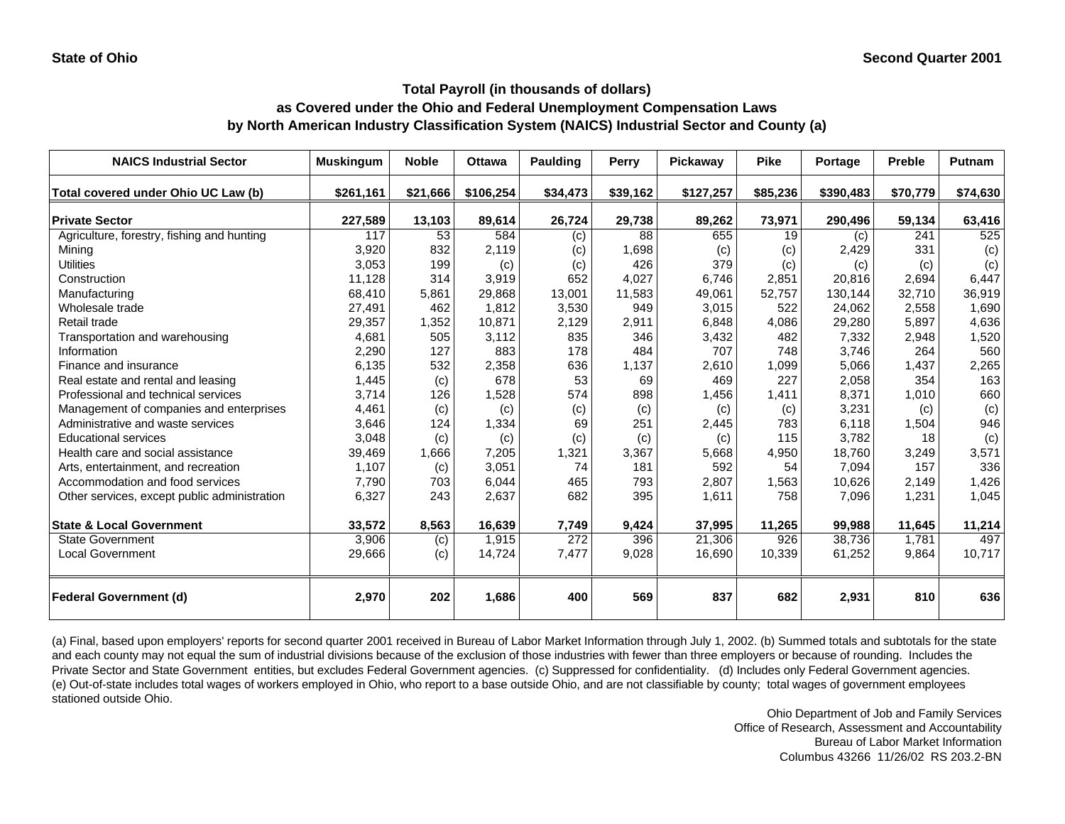State of Ohio | Second Quarter 2001

## Total Payroll (in thousands of dollars)
## as Covered under the Ohio and Federal Unemployment Compensation Laws
## by North American Industry Classification System (NAICS) Industrial Sector and County (a)

| NAICS Industrial Sector | Muskingum | Noble | Ottawa | Paulding | Perry | Pickaway | Pike | Portage | Preble | Putnam |
|---|---|---|---|---|---|---|---|---|---|---|
| **Total covered under Ohio UC Law (b)** | **$261,161** | **$21,666** | **$106,254** | **$34,473** | **$39,162** | **$127,257** | **$85,236** | **$390,483** | **$70,779** | **$74,630** |
| **Private Sector** | **227,589** | **13,103** | **89,614** | **26,724** | **29,738** | **89,262** | **73,971** | **290,496** | **59,134** | **63,416** |
| Agriculture, forestry, fishing and hunting | 117 | 53 | 584 | (c) | 88 | 655 | 19 | (c) | 241 | 525 |
| Mining | 3,920 | 832 | 2,119 | (c) | 1,698 | (c) | (c) | 2,429 | 331 | (c) |
| Utilities | 3,053 | 199 | (c) | (c) | 426 | 379 | (c) | (c) | (c) | (c) |
| Construction | 11,128 | 314 | 3,919 | 652 | 4,027 | 6,746 | 2,851 | 20,816 | 2,694 | 6,447 |
| Manufacturing | 68,410 | 5,861 | 29,868 | 13,001 | 11,583 | 49,061 | 52,757 | 130,144 | 32,710 | 36,919 |
| Wholesale trade | 27,491 | 462 | 1,812 | 3,530 | 949 | 3,015 | 522 | 24,062 | 2,558 | 1,690 |
| Retail trade | 29,357 | 1,352 | 10,871 | 2,129 | 2,911 | 6,848 | 4,086 | 29,280 | 5,897 | 4,636 |
| Transportation and warehousing | 4,681 | 505 | 3,112 | 835 | 346 | 3,432 | 482 | 7,332 | 2,948 | 1,520 |
| Information | 2,290 | 127 | 883 | 178 | 484 | 707 | 748 | 3,746 | 264 | 560 |
| Finance and insurance | 6,135 | 532 | 2,358 | 636 | 1,137 | 2,610 | 1,099 | 5,066 | 1,437 | 2,265 |
| Real estate and rental and leasing | 1,445 | (c) | 678 | 53 | 69 | 469 | 227 | 2,058 | 354 | 163 |
| Professional and technical services | 3,714 | 126 | 1,528 | 574 | 898 | 1,456 | 1,411 | 8,371 | 1,010 | 660 |
| Management of companies and enterprises | 4,461 | (c) | (c) | (c) | (c) | (c) | (c) | 3,231 | (c) | (c) |
| Administrative and waste services | 3,646 | 124 | 1,334 | 69 | 251 | 2,445 | 783 | 6,118 | 1,504 | 946 |
| Educational services | 3,048 | (c) | (c) | (c) | (c) | (c) | 115 | 3,782 | 18 | (c) |
| Health care and social assistance | 39,469 | 1,666 | 7,205 | 1,321 | 3,367 | 5,668 | 4,950 | 18,760 | 3,249 | 3,571 |
| Arts, entertainment, and recreation | 1,107 | (c) | 3,051 | 74 | 181 | 592 | 54 | 7,094 | 157 | 336 |
| Accommodation and food services | 7,790 | 703 | 6,044 | 465 | 793 | 2,807 | 1,563 | 10,626 | 2,149 | 1,426 |
| Other services, except public administration | 6,327 | 243 | 2,637 | 682 | 395 | 1,611 | 758 | 7,096 | 1,231 | 1,045 |
| **State & Local Government** | **33,572** | **8,563** | **16,639** | **7,749** | **9,424** | **37,995** | **11,265** | **99,988** | **11,645** | **11,214** |
| State Government | 3,906 | (c) | 1,915 | 272 | 396 | 21,306 | 926 | 38,736 | 1,781 | 497 |
| Local Government | 29,666 | (c) | 14,724 | 7,477 | 9,028 | 16,690 | 10,339 | 61,252 | 9,864 | 10,717 |
| **Federal Government (d)** | **2,970** | **202** | **1,686** | **400** | **569** | **837** | **682** | **2,931** | **810** | **636** |

(a) Final, based upon employers' reports for second quarter 2001 received in Bureau of Labor Market Information through July 1, 2002. (b) Summed totals and subtotals for the state and each county may not equal the sum of industrial divisions because of the exclusion of those industries with fewer than three employers or because of rounding. Includes the Private Sector and State Government entities, but excludes Federal Government agencies. (c) Suppressed for confidentiality. (d) Includes only Federal Government agencies. (e) Out-of-state includes total wages of workers employed in Ohio, who report to a base outside Ohio, and are not classifiable by county; total wages of government employees stationed outside Ohio.

Ohio Department of Job and Family Services
Office of Research, Assessment and Accountability
Bureau of Labor Market Information
Columbus 43266 11/26/02 RS 203.2-BN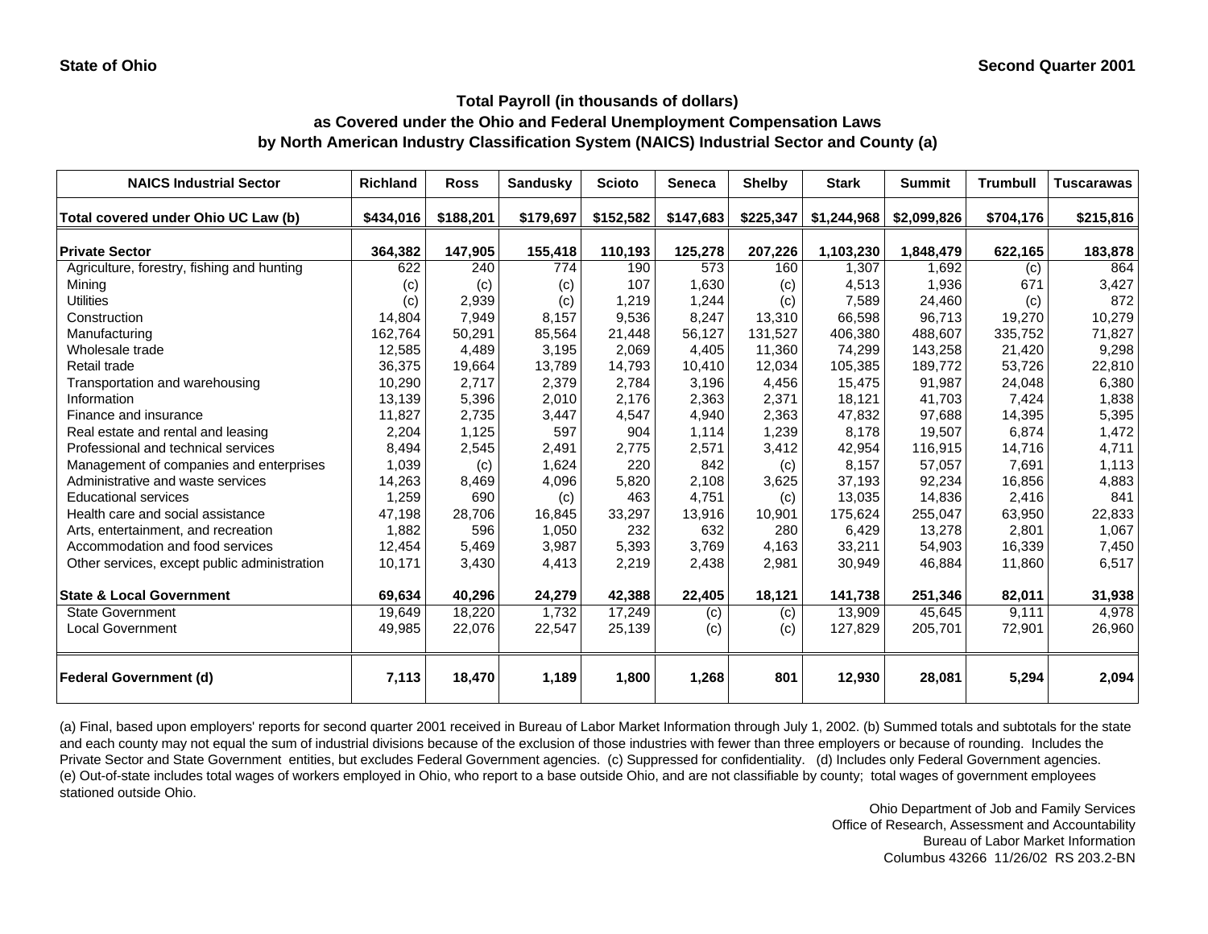State of Ohio — Second Quarter 2001

## Total Payroll (in thousands of dollars)
## as Covered under the Ohio and Federal Unemployment Compensation Laws
## by North American Industry Classification System (NAICS) Industrial Sector and County (a)

| NAICS Industrial Sector | Richland | Ross | Sandusky | Scioto | Seneca | Shelby | Stark | Summit | Trumbull | Tuscarawas |
|---|---|---|---|---|---|---|---|---|---|---|
| **Total covered under Ohio UC Law (b)** | **$434,016** | **$188,201** | **$179,697** | **$152,582** | **$147,683** | **$225,347** | **$1,244,968** | **$2,099,826** | **$704,176** | **$215,816** |
| **Private Sector** | **364,382** | **147,905** | **155,418** | **110,193** | **125,278** | **207,226** | **1,103,230** | **1,848,479** | **622,165** | **183,878** |
| Agriculture, forestry, fishing and hunting | 622 | 240 | 774 | 190 | 573 | 160 | 1,307 | 1,692 | (c) | 864 |
| Mining | (c) | (c) | (c) | 107 | 1,630 | (c) | 4,513 | 1,936 | 671 | 3,427 |
| Utilities | (c) | 2,939 | (c) | 1,219 | 1,244 | (c) | 7,589 | 24,460 | (c) | 872 |
| Construction | 14,804 | 7,949 | 8,157 | 9,536 | 8,247 | 13,310 | 66,598 | 96,713 | 19,270 | 10,279 |
| Manufacturing | 162,764 | 50,291 | 85,564 | 21,448 | 56,127 | 131,527 | 406,380 | 488,607 | 335,752 | 71,827 |
| Wholesale trade | 12,585 | 4,489 | 3,195 | 2,069 | 4,405 | 11,360 | 74,299 | 143,258 | 21,420 | 9,298 |
| Retail trade | 36,375 | 19,664 | 13,789 | 14,793 | 10,410 | 12,034 | 105,385 | 189,772 | 53,726 | 22,810 |
| Transportation and warehousing | 10,290 | 2,717 | 2,379 | 2,784 | 3,196 | 4,456 | 15,475 | 91,987 | 24,048 | 6,380 |
| Information | 13,139 | 5,396 | 2,010 | 2,176 | 2,363 | 2,371 | 18,121 | 41,703 | 7,424 | 1,838 |
| Finance and insurance | 11,827 | 2,735 | 3,447 | 4,547 | 4,940 | 2,363 | 47,832 | 97,688 | 14,395 | 5,395 |
| Real estate and rental and leasing | 2,204 | 1,125 | 597 | 904 | 1,114 | 1,239 | 8,178 | 19,507 | 6,874 | 1,472 |
| Professional and technical services | 8,494 | 2,545 | 2,491 | 2,775 | 2,571 | 3,412 | 42,954 | 116,915 | 14,716 | 4,711 |
| Management of companies and enterprises | 1,039 | (c) | 1,624 | 220 | 842 | (c) | 8,157 | 57,057 | 7,691 | 1,113 |
| Administrative and waste services | 14,263 | 8,469 | 4,096 | 5,820 | 2,108 | 3,625 | 37,193 | 92,234 | 16,856 | 4,883 |
| Educational services | 1,259 | 690 | (c) | 463 | 4,751 | (c) | 13,035 | 14,836 | 2,416 | 841 |
| Health care and social assistance | 47,198 | 28,706 | 16,845 | 33,297 | 13,916 | 10,901 | 175,624 | 255,047 | 63,950 | 22,833 |
| Arts, entertainment, and recreation | 1,882 | 596 | 1,050 | 232 | 632 | 280 | 6,429 | 13,278 | 2,801 | 1,067 |
| Accommodation and food services | 12,454 | 5,469 | 3,987 | 5,393 | 3,769 | 4,163 | 33,211 | 54,903 | 16,339 | 7,450 |
| Other services, except public administration | 10,171 | 3,430 | 4,413 | 2,219 | 2,438 | 2,981 | 30,949 | 46,884 | 11,860 | 6,517 |
| **State & Local Government** | **69,634** | **40,296** | **24,279** | **42,388** | **22,405** | **18,121** | **141,738** | **251,346** | **82,011** | **31,938** |
| State Government | 19,649 | 18,220 | 1,732 | 17,249 | (c) | (c) | 13,909 | 45,645 | 9,111 | 4,978 |
| Local Government | 49,985 | 22,076 | 22,547 | 25,139 | (c) | (c) | 127,829 | 205,701 | 72,901 | 26,960 |
| **Federal Government (d)** | **7,113** | **18,470** | **1,189** | **1,800** | **1,268** | **801** | **12,930** | **28,081** | **5,294** | **2,094** |

(a) Final, based upon employers' reports for second quarter 2001 received in Bureau of Labor Market Information through July 1, 2002. (b) Summed totals and subtotals for the state and each county may not equal the sum of industrial divisions because of the exclusion of those industries with fewer than three employers or because of rounding. Includes the Private Sector and State Government entities, but excludes Federal Government agencies. (c) Suppressed for confidentiality. (d) Includes only Federal Government agencies. (e) Out-of-state includes total wages of workers employed in Ohio, who report to a base outside Ohio, and are not classifiable by county; total wages of government employees stationed outside Ohio.

Ohio Department of Job and Family Services
Office of Research, Assessment and Accountability
Bureau of Labor Market Information
Columbus 43266 11/26/02 RS 203.2-BN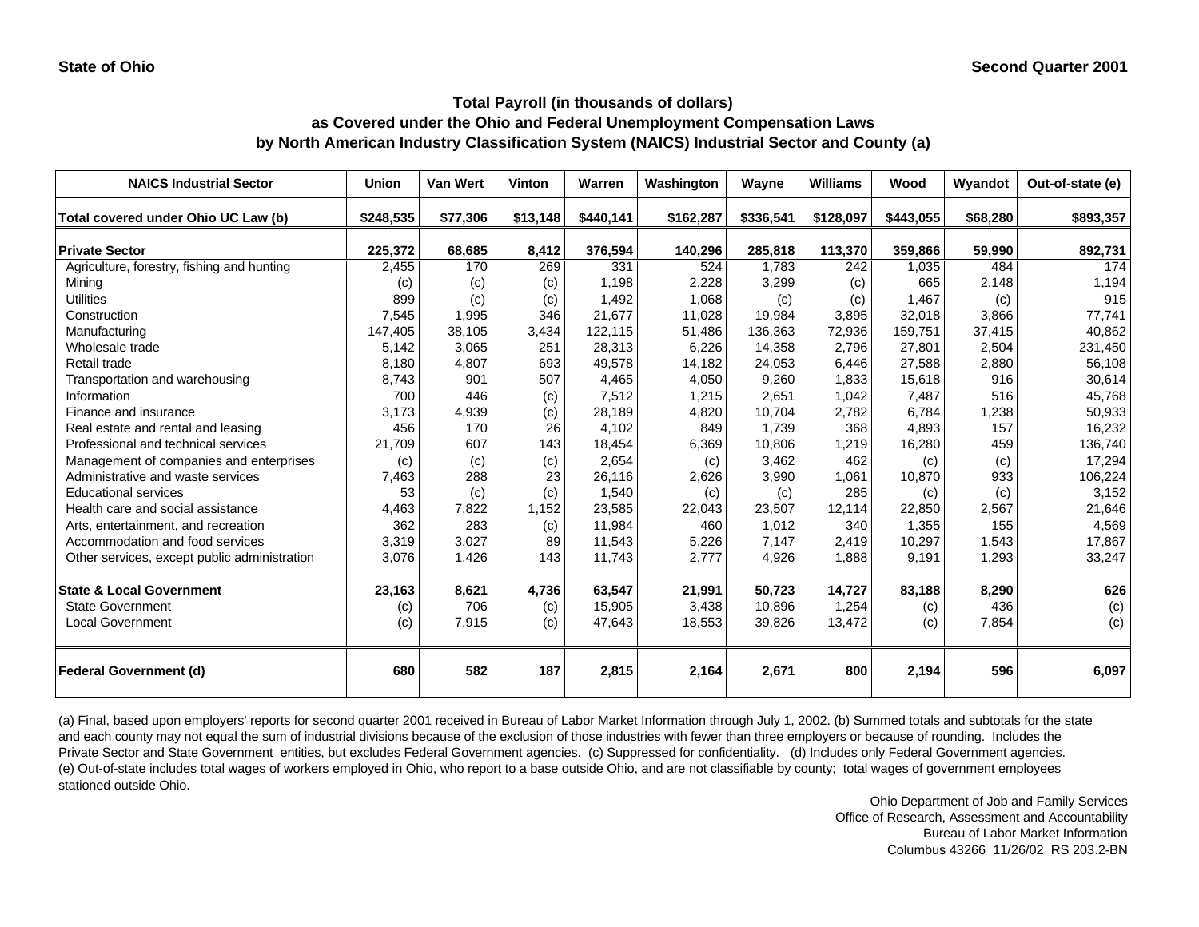**State of Ohio** **Second Quarter 2001**

## Total Payroll (in thousands of dollars) as Covered under the Ohio and Federal Unemployment Compensation Laws by North American Industry Classification System (NAICS) Industrial Sector and County (a)

| NAICS Industrial Sector | Union | Van Wert | Vinton | Warren | Washington | Wayne | Williams | Wood | Wyandot | Out-of-state (e) |
|---|---|---|---|---|---|---|---|---|---|---|
| **Total covered under Ohio UC Law (b)** | **$248,535** | **$77,306** | **$13,148** | **$440,141** | **$162,287** | **$336,541** | **$128,097** | **$443,055** | **$68,280** | **$893,357** |
| **Private Sector** | **225,372** | **68,685** | **8,412** | **376,594** | **140,296** | **285,818** | **113,370** | **359,866** | **59,990** | **892,731** |
| Agriculture, forestry, fishing and hunting | 2,455 | 170 | 269 | 331 | 524 | 1,783 | 242 | 1,035 | 484 | 174 |
| Mining | (c) | (c) | (c) | 1,198 | 2,228 | 3,299 | (c) | 665 | 2,148 | 1,194 |
| Utilities | 899 | (c) | (c) | 1,492 | 1,068 | (c) | (c) | 1,467 | (c) | 915 |
| Construction | 7,545 | 1,995 | 346 | 21,677 | 11,028 | 19,984 | 3,895 | 32,018 | 3,866 | 77,741 |
| Manufacturing | 147,405 | 38,105 | 3,434 | 122,115 | 51,486 | 136,363 | 72,936 | 159,751 | 37,415 | 40,862 |
| Wholesale trade | 5,142 | 3,065 | 251 | 28,313 | 6,226 | 14,358 | 2,796 | 27,801 | 2,504 | 231,450 |
| Retail trade | 8,180 | 4,807 | 693 | 49,578 | 14,182 | 24,053 | 6,446 | 27,588 | 2,880 | 56,108 |
| Transportation and warehousing | 8,743 | 901 | 507 | 4,465 | 4,050 | 9,260 | 1,833 | 15,618 | 916 | 30,614 |
| Information | 700 | 446 | (c) | 7,512 | 1,215 | 2,651 | 1,042 | 7,487 | 516 | 45,768 |
| Finance and insurance | 3,173 | 4,939 | (c) | 28,189 | 4,820 | 10,704 | 2,782 | 6,784 | 1,238 | 50,933 |
| Real estate and rental and leasing | 456 | 170 | 26 | 4,102 | 849 | 1,739 | 368 | 4,893 | 157 | 16,232 |
| Professional and technical services | 21,709 | 607 | 143 | 18,454 | 6,369 | 10,806 | 1,219 | 16,280 | 459 | 136,740 |
| Management of companies and enterprises | (c) | (c) | (c) | 2,654 | (c) | 3,462 | 462 | (c) | (c) | 17,294 |
| Administrative and waste services | 7,463 | 288 | 23 | 26,116 | 2,626 | 3,990 | 1,061 | 10,870 | 933 | 106,224 |
| Educational services | 53 | (c) | (c) | 1,540 | (c) | (c) | 285 | (c) | (c) | 3,152 |
| Health care and social assistance | 4,463 | 7,822 | 1,152 | 23,585 | 22,043 | 23,507 | 12,114 | 22,850 | 2,567 | 21,646 |
| Arts, entertainment, and recreation | 362 | 283 | (c) | 11,984 | 460 | 1,012 | 340 | 1,355 | 155 | 4,569 |
| Accommodation and food services | 3,319 | 3,027 | 89 | 11,543 | 5,226 | 7,147 | 2,419 | 10,297 | 1,543 | 17,867 |
| Other services, except public administration | 3,076 | 1,426 | 143 | 11,743 | 2,777 | 4,926 | 1,888 | 9,191 | 1,293 | 33,247 |
| **State & Local Government** | **23,163** | **8,621** | **4,736** | **63,547** | **21,991** | **50,723** | **14,727** | **83,188** | **8,290** | **626** |
| State Government | (c) | 706 | (c) | 15,905 | 3,438 | 10,896 | 1,254 | (c) | 436 | (c) |
| Local Government | (c) | 7,915 | (c) | 47,643 | 18,553 | 39,826 | 13,472 | (c) | 7,854 | (c) |
| **Federal Government (d)** | **680** | **582** | **187** | **2,815** | **2,164** | **2,671** | **800** | **2,194** | **596** | **6,097** |

(a) Final, based upon employers' reports for second quarter 2001 received in Bureau of Labor Market Information through July 1, 2002. (b) Summed totals and subtotals for the state and each county may not equal the sum of industrial divisions because of the exclusion of those industries with fewer than three employers or because of rounding. Includes the Private Sector and State Government entities, but excludes Federal Government agencies. (c) Suppressed for confidentiality. (d) Includes only Federal Government agencies. (e) Out-of-state includes total wages of workers employed in Ohio, who report to a base outside Ohio, and are not classifiable by county; total wages of government employees stationed outside Ohio.

Ohio Department of Job and Family Services
Office of Research, Assessment and Accountability
Bureau of Labor Market Information
Columbus 43266 11/26/02 RS 203.2-BN